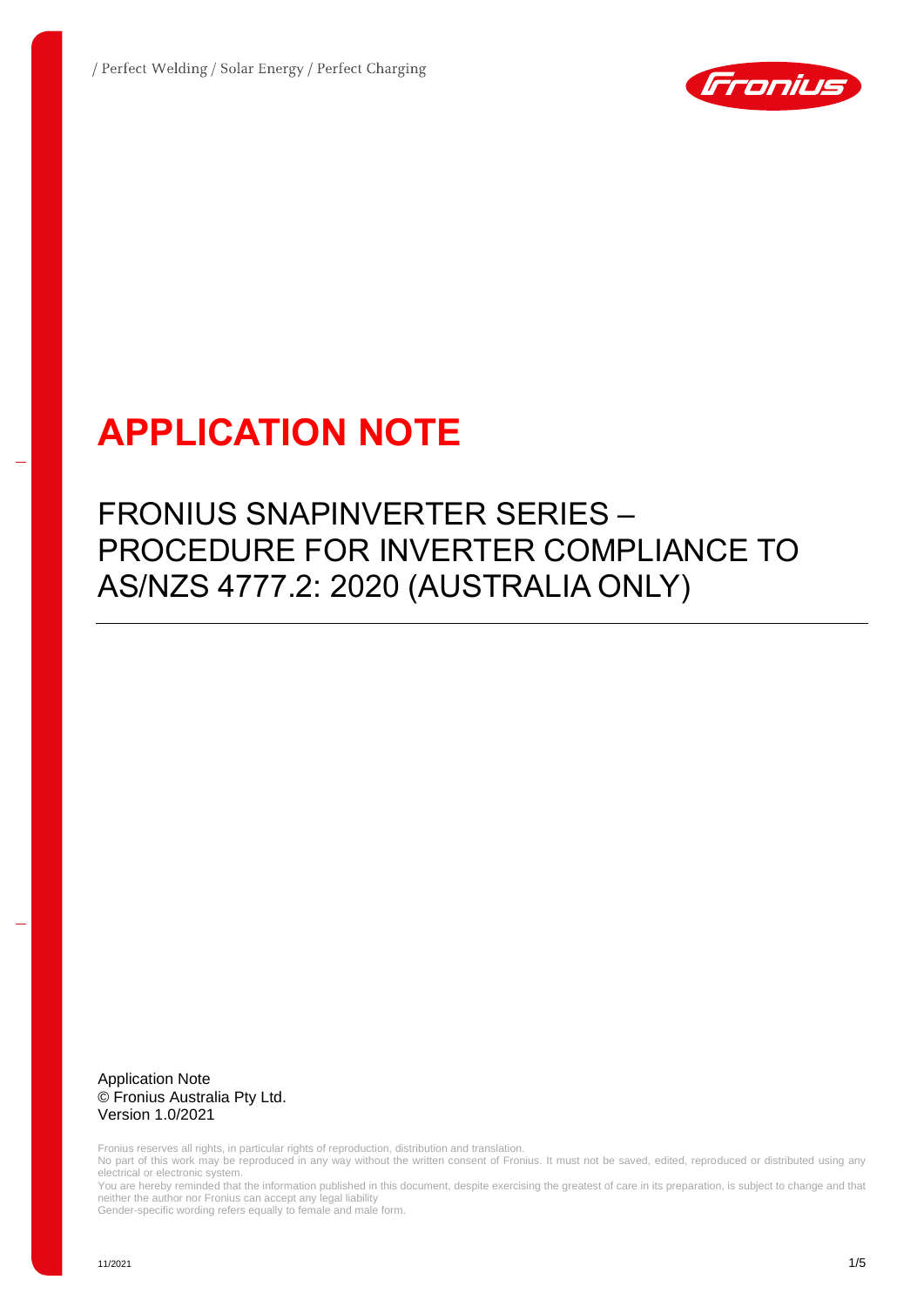/ Perfect Welding / Solar Energy / Perfect Charging

# APPLICATION NOTE

## FRONIUS SNAPINVERTER SERIES – PROCEDURE FOR INVERTER COMPLIANCE TO AS/NZS 4777.2: 2020 (AUSTRALIA ONLY)

Application Note
© Fronius Australia Pty Ltd.
Version 1.0/2021

Fronius reserves all rights, in particular rights of reproduction, distribution and translation.
No part of this work may be reproduced in any way without the written consent of Fronius. It must not be saved, edited, reproduced or distributed using any electrical or electronic system.
You are hereby reminded that the information published in this document, despite exercising the greatest of care in its preparation, is subject to change and that neither the author nor Fronius can accept any legal liability
Gender-specific wording refers equally to female and male form.

11/2021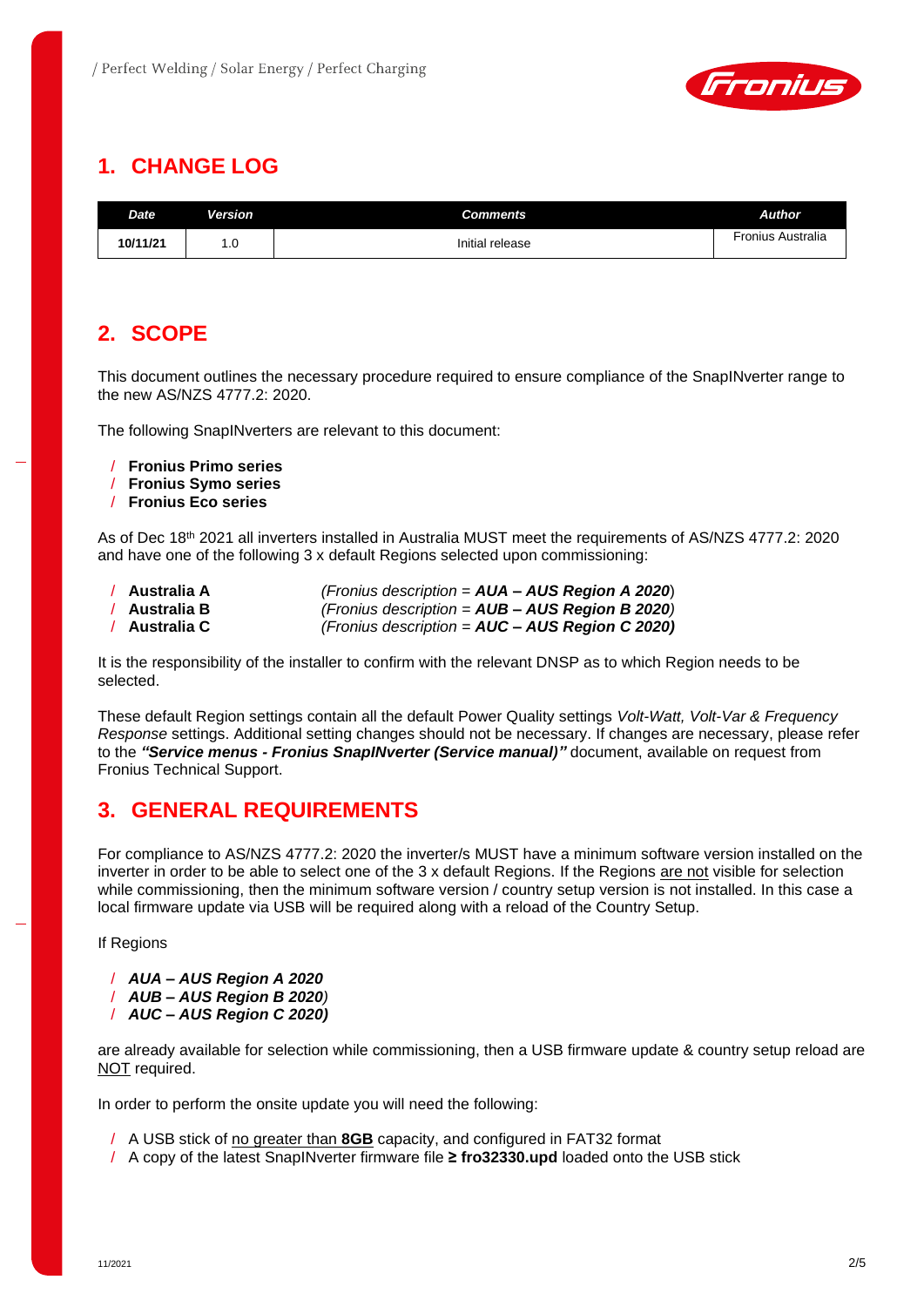## 1. CHANGE LOG

| Date | Version | Comments | Author |
|---|---|---|---|
| 10/11/21 | 1.0 | Initial release | Fronius Australia |

## 2. SCOPE

This document outlines the necessary procedure required to ensure compliance of the SnapINverter range to the new AS/NZS 4777.2: 2020.

The following SnapINverters are relevant to this document:

- **Fronius Primo series**
- **Fronius Symo series**
- **Fronius Eco series**

As of Dec 18th 2021 all inverters installed in Australia MUST meet the requirements of AS/NZS 4777.2: 2020 and have one of the following 3 x default Regions selected upon commissioning:

- **Australia A** *(Fronius description =* ***AUA – AUS Region A 2020****)*
- **Australia B** *(Fronius description =* ***AUB – AUS Region B 2020****)*
- **Australia C** *(Fronius description =* ***AUC – AUS Region C 2020)***

It is the responsibility of the installer to confirm with the relevant DNSP as to which Region needs to be selected.

These default Region settings contain all the default Power Quality settings *Volt-Watt, Volt-Var & Frequency Response* settings. Additional setting changes should not be necessary. If changes are necessary, please refer to the ***"Service menus - Fronius SnapINverter (Service manual)"*** document, available on request from Fronius Technical Support.

## 3. GENERAL REQUIREMENTS

For compliance to AS/NZS 4777.2: 2020 the inverter/s MUST have a minimum software version installed on the inverter in order to be able to select one of the 3 x default Regions. If the Regions are not visible for selection while commissioning, then the minimum software version / country setup version is not installed. In this case a local firmware update via USB will be required along with a reload of the Country Setup.

If Regions

- ***AUA – AUS Region A 2020***
- ***AUB – AUS Region B 2020****)*
- ***AUC – AUS Region C 2020)***

are already available for selection while commissioning, then a USB firmware update & country setup reload are NOT required.

In order to perform the onsite update you will need the following:

- A USB stick of no greater than **8GB** capacity, and configured in FAT32 format
- A copy of the latest SnapINverter firmware file **≥ fro32330.upd** loaded onto the USB stick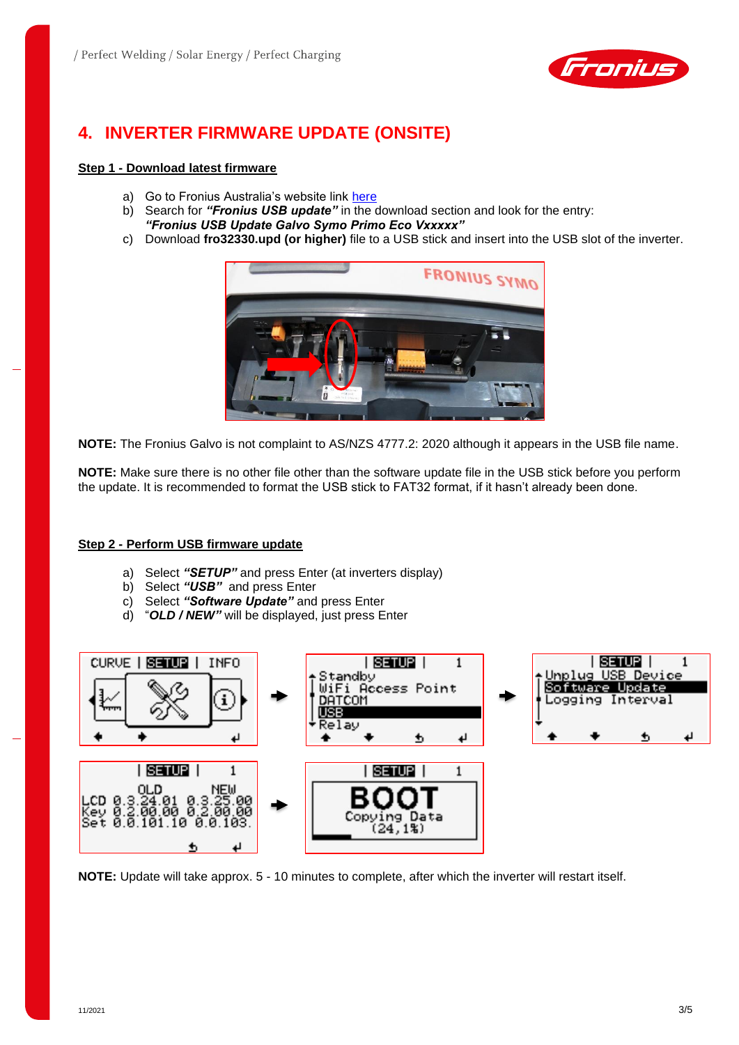## 4. INVERTER FIRMWARE UPDATE (ONSITE)

**Step 1 - Download latest firmware**

a) Go to Fronius Australia's website link here
b) Search for ***"Fronius USB update"*** in the download section and look for the entry: ***"Fronius USB Update Galvo Symo Primo Eco Vxxxxx"***
c) Download **fro32330.upd (or higher)** file to a USB stick and insert into the USB slot of the inverter.

**NOTE:** The Fronius Galvo is not complaint to AS/NZS 4777.2: 2020 although it appears in the USB file name.

**NOTE:** Make sure there is no other file other than the software update file in the USB stick before you perform the update. It is recommended to format the USB stick to FAT32 format, if it hasn't already been done.

**Step 2 - Perform USB firmware update**

a) Select ***"SETUP"*** and press Enter (at inverters display)
b) Select ***"USB"*** and press Enter
c) Select ***"Software Update"*** and press Enter
d) "***OLD / NEW"*** will be displayed, just press Enter

**NOTE:** Update will take approx. 5 - 10 minutes to complete, after which the inverter will restart itself.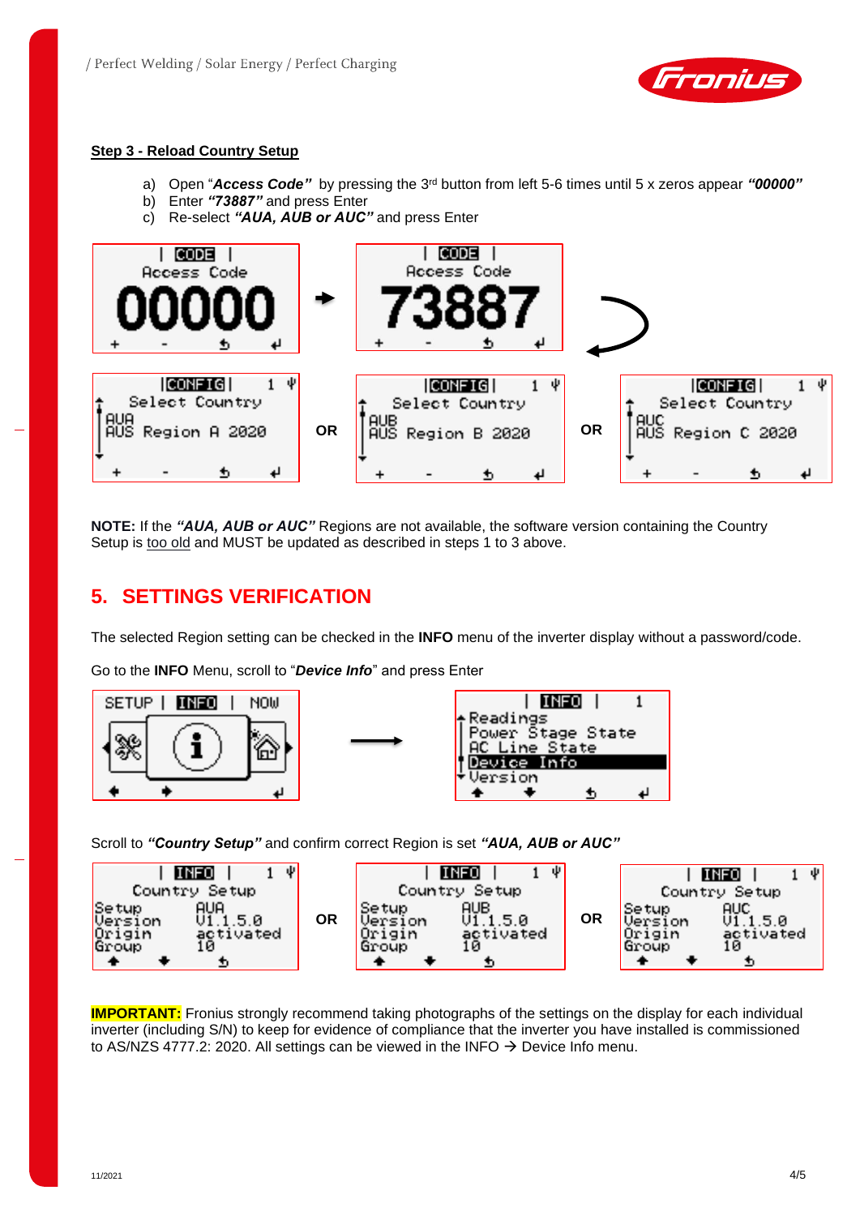**Step 3 - Reload Country Setup**

a) Open "***Access Code"*** by pressing the 3rd button from left 5-6 times until 5 x zeros appear ***"00000"***
b) Enter ***"73887"*** and press Enter
c) Re-select ***"AUA, AUB or AUC"*** and press Enter

**NOTE:** If the ***"AUA, AUB or AUC"*** Regions are not available, the software version containing the Country Setup is too old and MUST be updated as described in steps 1 to 3 above.

## 5. SETTINGS VERIFICATION

The selected Region setting can be checked in the **INFO** menu of the inverter display without a password/code.

Go to the **INFO** Menu, scroll to "***Device Info***" and press Enter

Scroll to ***"Country Setup"*** and confirm correct Region is set ***"AUA, AUB or AUC"***

**IMPORTANT:** Fronius strongly recommend taking photographs of the settings on the display for each individual inverter (including S/N) to keep for evidence of compliance that the inverter you have installed is commissioned to AS/NZS 4777.2: 2020. All settings can be viewed in the INFO → Device Info menu.

11/2021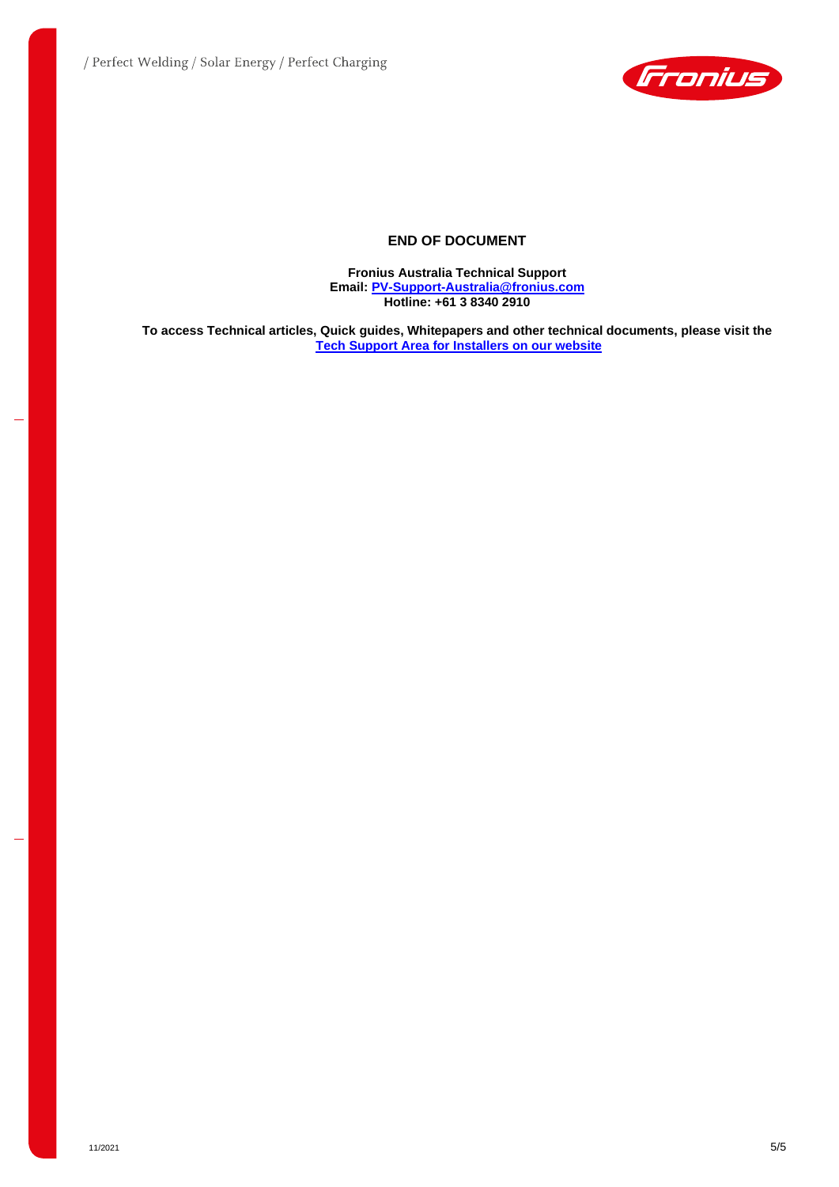**END OF DOCUMENT**

**Fronius Australia Technical Support**
**Email: [PV-Support-Australia@fronius.com](mailto:PV-Support-Australia@fronius.com)**
**Hotline: +61 3 8340 2910**

**To access Technical articles, Quick guides, Whitepapers and other technical documents, please visit the [Tech Support Area for Installers on our website](#)**